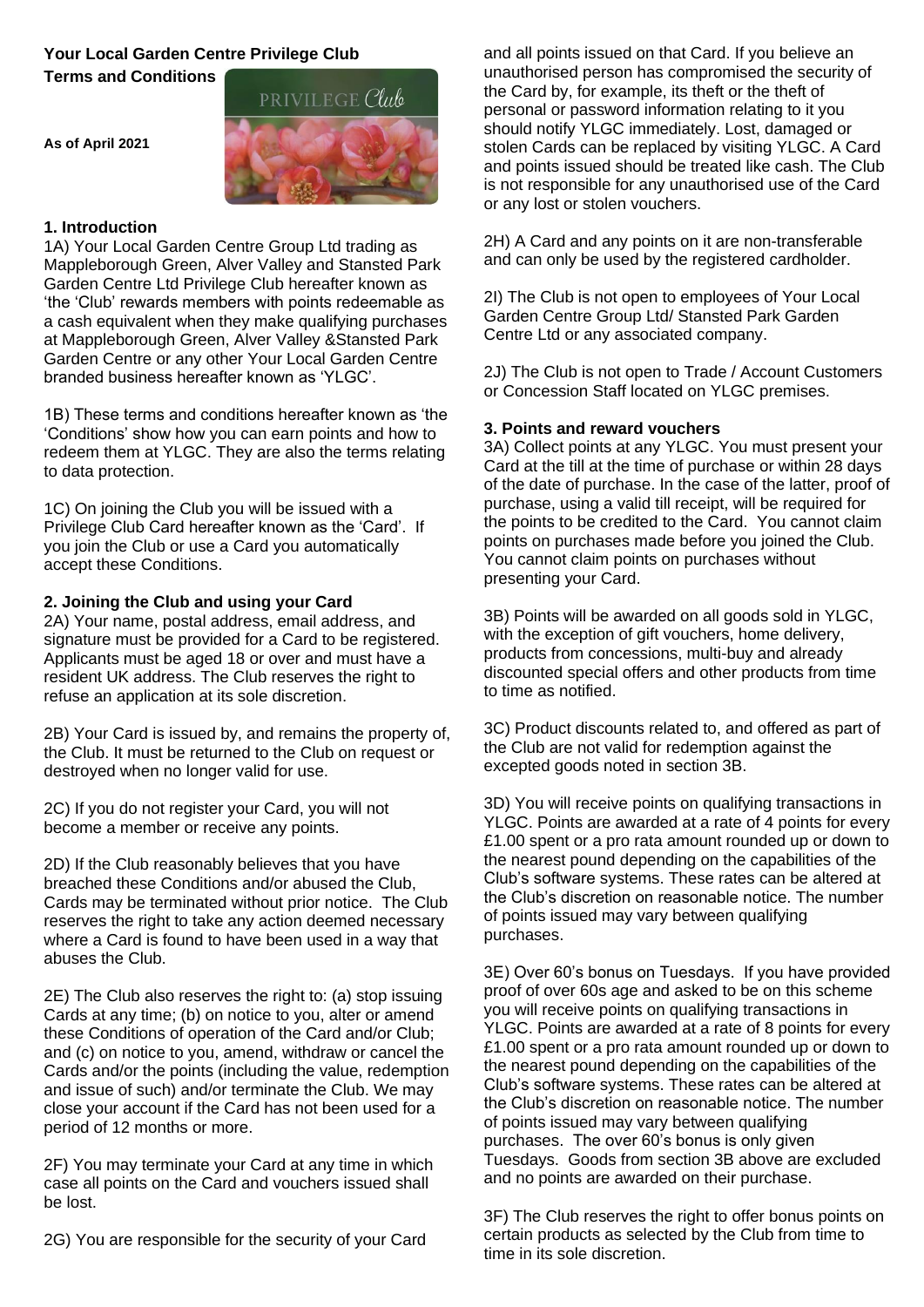# Your Local Garden Centre Privilege Club

## Terms and Conditions

**As of April 2021**

### 1. Introduction

1A) Your Local Garden Centre Group Ltd trading as Mappleborough Green, Alver Valley and Stansted Park Garden Centre Ltd Privilege Club hereafter known as 'the 'Club' rewards members with points redeemable as a cash equivalent when they make qualifying purchases at Mappleborough Green, Alver Valley &Stansted Park Garden Centre or any other Your Local Garden Centre branded business hereafter known as 'YLGC'.

1B) These terms and conditions hereafter known as 'the 'Conditions' show how you can earn points and how to redeem them at YLGC. They are also the terms relating to data protection.

1C) On joining the Club you will be issued with a Privilege Club Card hereafter known as the 'Card'. If you join the Club or use a Card you automatically accept these Conditions.

### 2. Joining the Club and using your Card

2A) Your name, postal address, email address, and signature must be provided for a Card to be registered. Applicants must be aged 18 or over and must have a resident UK address. The Club reserves the right to refuse an application at its sole discretion.

2B) Your Card is issued by, and remains the property of, the Club. It must be returned to the Club on request or destroyed when no longer valid for use.

2C) If you do not register your Card, you will not become a member or receive any points.

2D) If the Club reasonably believes that you have breached these Conditions and/or abused the Club, Cards may be terminated without prior notice. The Club reserves the right to take any action deemed necessary where a Card is found to have been used in a way that abuses the Club.

2E) The Club also reserves the right to: (a) stop issuing Cards at any time; (b) on notice to you, alter or amend these Conditions of operation of the Card and/or Club; and (c) on notice to you, amend, withdraw or cancel the Cards and/or the points (including the value, redemption and issue of such) and/or terminate the Club. We may close your account if the Card has not been used for a period of 12 months or more.

2F) You may terminate your Card at any time in which case all points on the Card and vouchers issued shall be lost.

2G) You are responsible for the security of your Card and all points issued on that Card. If you believe an unauthorised person has compromised the security of the Card by, for example, its theft or the theft of personal or password information relating to it you should notify YLGC immediately. Lost, damaged or stolen Cards can be replaced by visiting YLGC. A Card and points issued should be treated like cash. The Club is not responsible for any unauthorised use of the Card or any lost or stolen vouchers.

2H) A Card and any points on it are non-transferable and can only be used by the registered cardholder.

2I) The Club is not open to employees of Your Local Garden Centre Group Ltd/ Stansted Park Garden Centre Ltd or any associated company.

2J) The Club is not open to Trade / Account Customers or Concession Staff located on YLGC premises.

### 3. Points and reward vouchers

3A) Collect points at any YLGC. You must present your Card at the till at the time of purchase or within 28 days of the date of purchase. In the case of the latter, proof of purchase, using a valid till receipt, will be required for the points to be credited to the Card. You cannot claim points on purchases made before you joined the Club. You cannot claim points on purchases without presenting your Card.

3B) Points will be awarded on all goods sold in YLGC, with the exception of gift vouchers, home delivery, products from concessions, multi-buy and already discounted special offers and other products from time to time as notified.

3C) Product discounts related to, and offered as part of the Club are not valid for redemption against the excepted goods noted in section 3B.

3D) You will receive points on qualifying transactions in YLGC. Points are awarded at a rate of 4 points for every £1.00 spent or a pro rata amount rounded up or down to the nearest pound depending on the capabilities of the Club's software systems. These rates can be altered at the Club's discretion on reasonable notice. The number of points issued may vary between qualifying purchases.

3E) Over 60's bonus on Tuesdays. If you have provided proof of over 60s age and asked to be on this scheme you will receive points on qualifying transactions in YLGC. Points are awarded at a rate of 8 points for every £1.00 spent or a pro rata amount rounded up or down to the nearest pound depending on the capabilities of the Club's software systems. These rates can be altered at the Club's discretion on reasonable notice. The number of points issued may vary between qualifying purchases. The over 60's bonus is only given Tuesdays. Goods from section 3B above are excluded and no points are awarded on their purchase.

3F) The Club reserves the right to offer bonus points on certain products as selected by the Club from time to time in its sole discretion.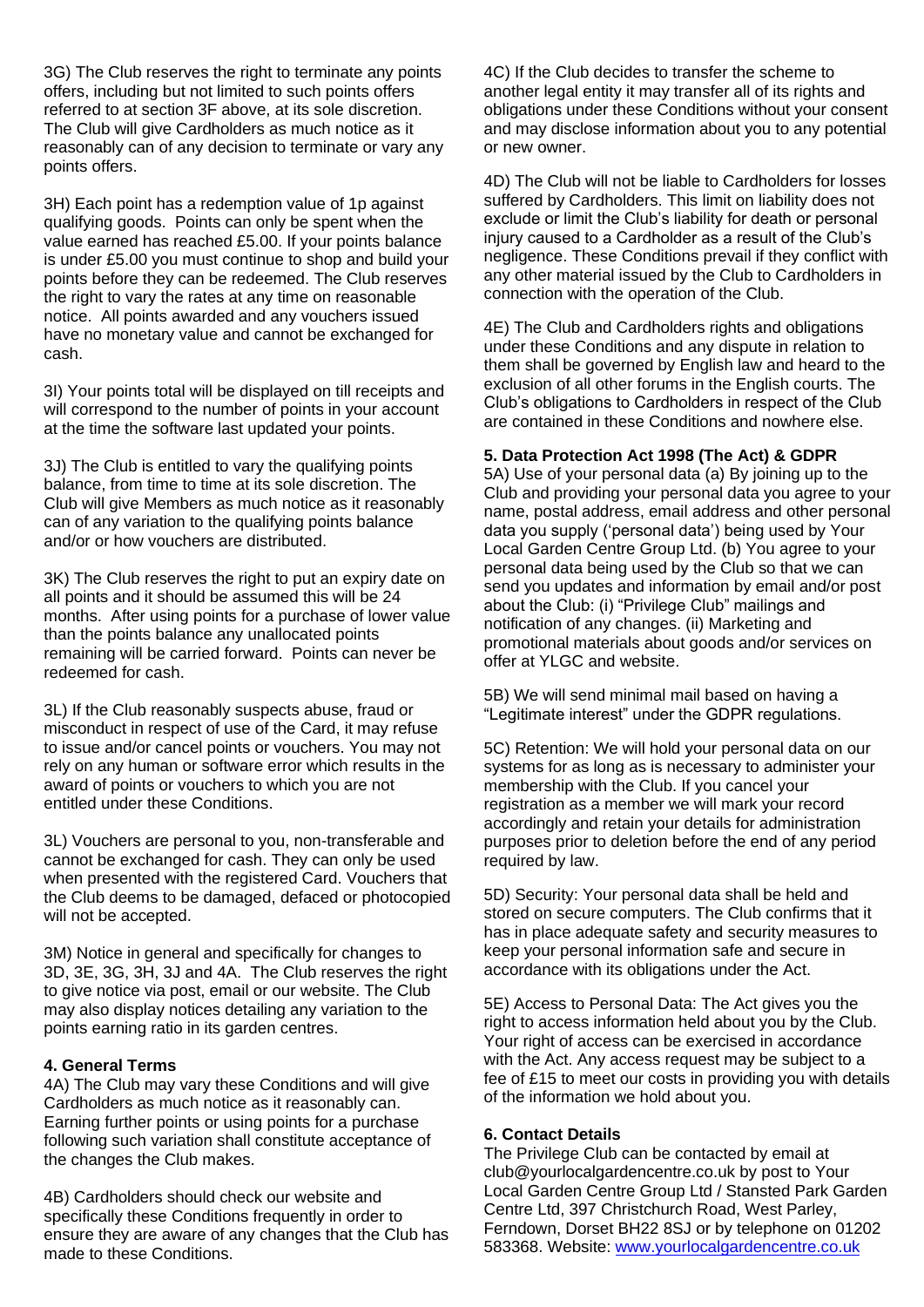3G) The Club reserves the right to terminate any points offers, including but not limited to such points offers referred to at section 3F above, at its sole discretion. The Club will give Cardholders as much notice as it reasonably can of any decision to terminate or vary any points offers.

3H) Each point has a redemption value of 1p against qualifying goods. Points can only be spent when the value earned has reached £5.00. If your points balance is under £5.00 you must continue to shop and build your points before they can be redeemed. The Club reserves the right to vary the rates at any time on reasonable notice. All points awarded and any vouchers issued have no monetary value and cannot be exchanged for cash.

3I) Your points total will be displayed on till receipts and will correspond to the number of points in your account at the time the software last updated your points.

3J) The Club is entitled to vary the qualifying points balance, from time to time at its sole discretion. The Club will give Members as much notice as it reasonably can of any variation to the qualifying points balance and/or or how vouchers are distributed.

3K) The Club reserves the right to put an expiry date on all points and it should be assumed this will be 24 months. After using points for a purchase of lower value than the points balance any unallocated points remaining will be carried forward. Points can never be redeemed for cash.

3L) If the Club reasonably suspects abuse, fraud or misconduct in respect of use of the Card, it may refuse to issue and/or cancel points or vouchers. You may not rely on any human or software error which results in the award of points or vouchers to which you are not entitled under these Conditions.

3L) Vouchers are personal to you, non-transferable and cannot be exchanged for cash. They can only be used when presented with the registered Card. Vouchers that the Club deems to be damaged, defaced or photocopied will not be accepted.

3M) Notice in general and specifically for changes to 3D, 3E, 3G, 3H, 3J and 4A. The Club reserves the right to give notice via post, email or our website. The Club may also display notices detailing any variation to the points earning ratio in its garden centres.

**4. General Terms**

4A) The Club may vary these Conditions and will give Cardholders as much notice as it reasonably can. Earning further points or using points for a purchase following such variation shall constitute acceptance of the changes the Club makes.

4B) Cardholders should check our website and specifically these Conditions frequently in order to ensure they are aware of any changes that the Club has made to these Conditions.

4C) If the Club decides to transfer the scheme to another legal entity it may transfer all of its rights and obligations under these Conditions without your consent and may disclose information about you to any potential or new owner.

4D) The Club will not be liable to Cardholders for losses suffered by Cardholders. This limit on liability does not exclude or limit the Club's liability for death or personal injury caused to a Cardholder as a result of the Club's negligence. These Conditions prevail if they conflict with any other material issued by the Club to Cardholders in connection with the operation of the Club.

4E) The Club and Cardholders rights and obligations under these Conditions and any dispute in relation to them shall be governed by English law and heard to the exclusion of all other forums in the English courts. The Club's obligations to Cardholders in respect of the Club are contained in these Conditions and nowhere else.

**5. Data Protection Act 1998 (The Act) & GDPR**

5A) Use of your personal data (a) By joining up to the Club and providing your personal data you agree to your name, postal address, email address and other personal data you supply ('personal data') being used by Your Local Garden Centre Group Ltd. (b) You agree to your personal data being used by the Club so that we can send you updates and information by email and/or post about the Club: (i) "Privilege Club" mailings and notification of any changes. (ii) Marketing and promotional materials about goods and/or services on offer at YLGC and website.

5B) We will send minimal mail based on having a "Legitimate interest" under the GDPR regulations.

5C) Retention: We will hold your personal data on our systems for as long as is necessary to administer your membership with the Club. If you cancel your registration as a member we will mark your record accordingly and retain your details for administration purposes prior to deletion before the end of any period required by law.

5D) Security: Your personal data shall be held and stored on secure computers. The Club confirms that it has in place adequate safety and security measures to keep your personal information safe and secure in accordance with its obligations under the Act.

5E) Access to Personal Data: The Act gives you the right to access information held about you by the Club. Your right of access can be exercised in accordance with the Act. Any access request may be subject to a fee of £15 to meet our costs in providing you with details of the information we hold about you.

**6. Contact Details**

The Privilege Club can be contacted by email at club@yourlocalgardencentre.co.uk by post to Your Local Garden Centre Group Ltd / Stansted Park Garden Centre Ltd, 397 Christchurch Road, West Parley, Ferndown, Dorset BH22 8SJ or by telephone on 01202 583368. Website: [www.yourlocalgardencentre.co.uk](www.yourlocalgardencentre.co.uk)